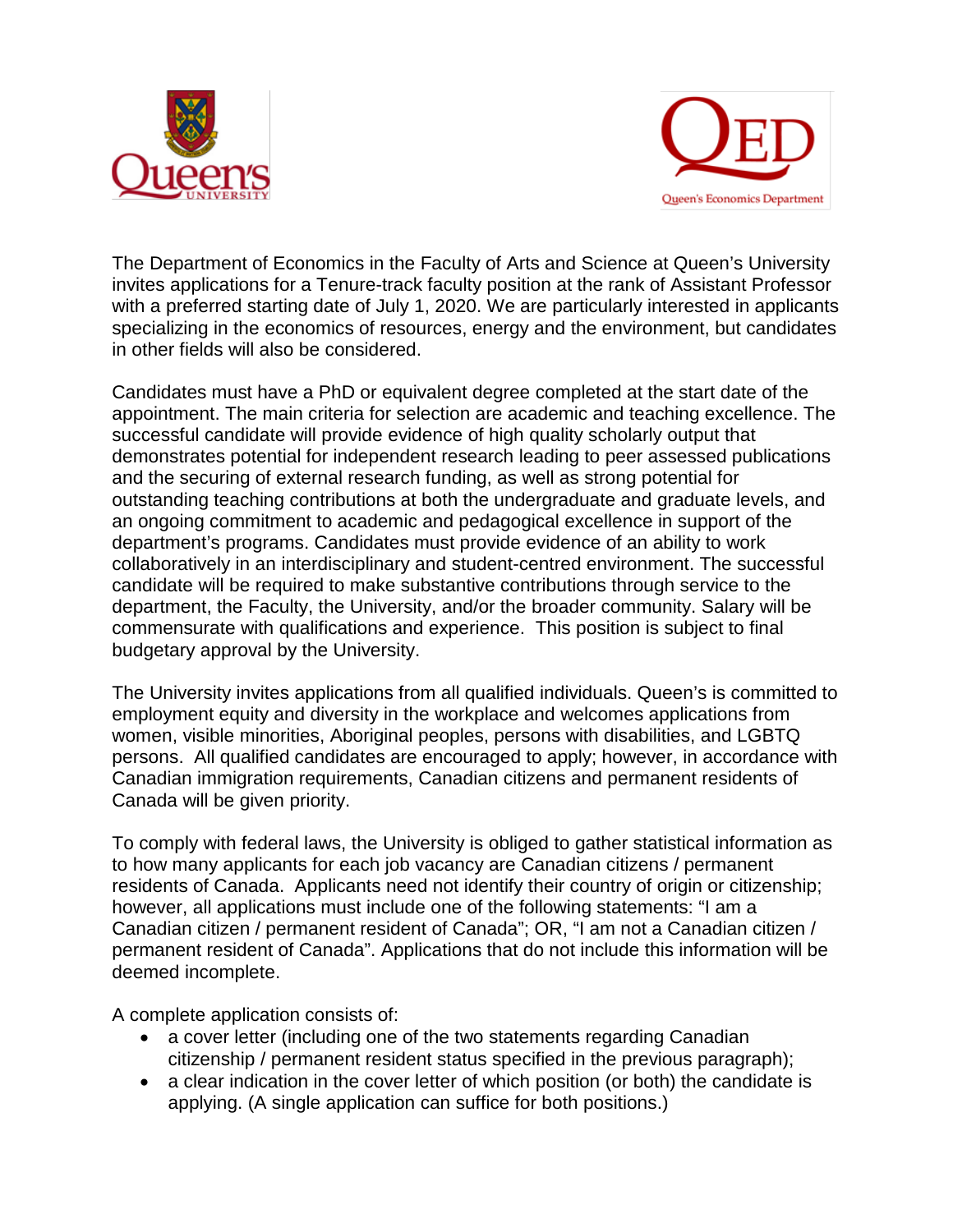The Department of Economics in the Faculty of Arts and Science at Queen's University invites applications for a Tenure-track faculty position at the rank of Assistant Professor with a preferred starting date of July 1, 2020. We are particularly interested in applicants specializing in the economics of resources, energy and the environment, but candidates in other fields will also be considered.

Candidates must have a PhD or equivalent degree completed at the start date of the appointment. The main criteria for selection are academic and teaching excellence. The successful candidate will provide evidence of high quality scholarly output that demonstrates potential for independent research leading to peer assessed publications and the securing of external research funding, as well as strong potential for outstanding teaching contributions at both the undergraduate and graduate levels, and an ongoing commitment to academic and pedagogical excellence in support of the department's programs. Candidates must provide evidence of an ability to work collaboratively in an interdisciplinary and student-centred environment. The successful candidate will be required to make substantive contributions through service to the department, the Faculty, the University, and/or the broader community. Salary will be commensurate with qualifications and experience. This position is subject to final budgetary approval by the University.

The University invites applications from all qualified individuals. Queen's is committed to employment equity and diversity in the workplace and welcomes applications from women, visible minorities, Aboriginal peoples, persons with disabilities, and LGBTQ persons. All qualified candidates are encouraged to apply; however, in accordance with Canadian immigration requirements, Canadian citizens and permanent residents of Canada will be given priority.

To comply with federal laws, the University is obliged to gather statistical information as to how many applicants for each job vacancy are Canadian citizens / permanent residents of Canada. Applicants need not identify their country of origin or citizenship; however, all applications must include one of the following statements: "I am a Canadian citizen / permanent resident of Canada"; OR, "I am not a Canadian citizen / permanent resident of Canada". Applications that do not include this information will be deemed incomplete.

A complete application consists of:

- a cover letter (including one of the two statements regarding Canadian citizenship / permanent resident status specified in the previous paragraph);
- a clear indication in the cover letter of which position (or both) the candidate is applying. (A single application can suffice for both positions.)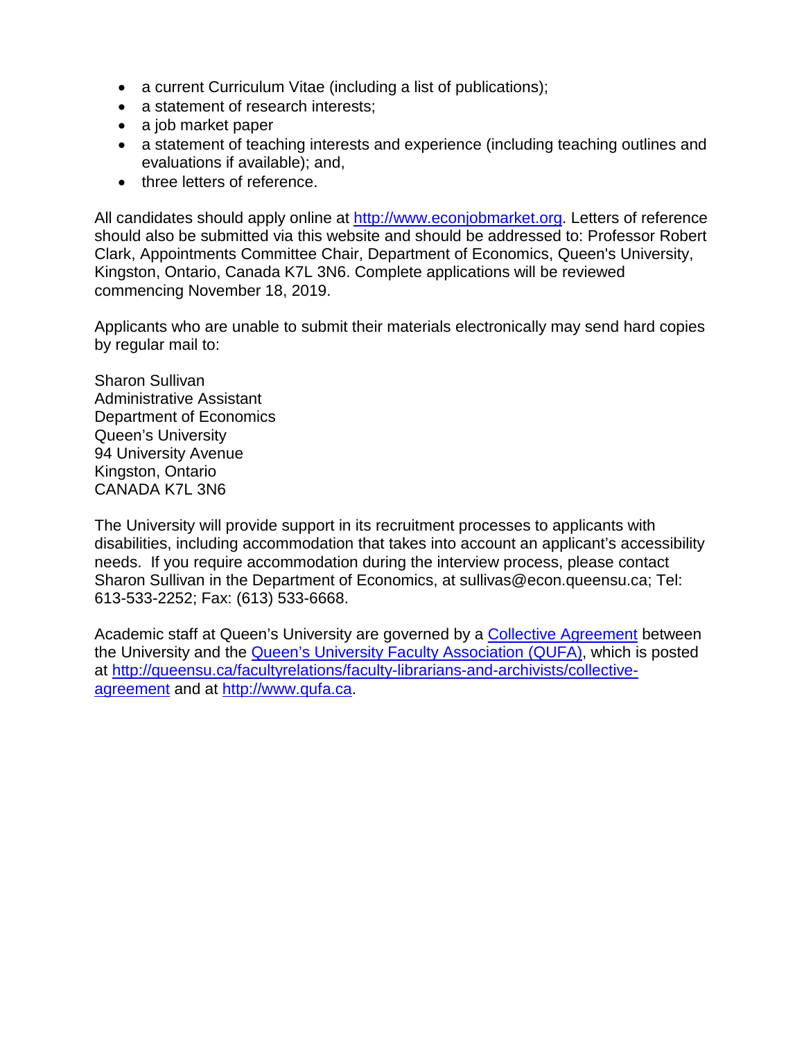- a current Curriculum Vitae (including a list of publications);
- a statement of research interests;
- a job market paper
- a statement of teaching interests and experience (including teaching outlines and evaluations if available); and,
- three letters of reference.

All candidates should apply online at [http://www.econjobmarket.org](http://www.econjobmarket.org). Letters of reference should also be submitted via this website and should be addressed to: Professor Robert Clark, Appointments Committee Chair, Department of Economics, Queen's University, Kingston, Ontario, Canada K7L 3N6. Complete applications will be reviewed commencing November 18, 2019.

Applicants who are unable to submit their materials electronically may send hard copies by regular mail to:

Sharon Sullivan
Administrative Assistant
Department of Economics
Queen's University
94 University Avenue
Kingston, Ontario
CANADA K7L 3N6

The University will provide support in its recruitment processes to applicants with disabilities, including accommodation that takes into account an applicant's accessibility needs. If you require accommodation during the interview process, please contact Sharon Sullivan in the Department of Economics, at sullivas@econ.queensu.ca; Tel: 613-533-2252; Fax: (613) 533-6668.

Academic staff at Queen's University are governed by a Collective Agreement between the University and the Queen's University Faculty Association (QUFA), which is posted at [http://queensu.ca/facultyrelations/faculty-librarians-and-archivists/collective-agreement](http://queensu.ca/facultyrelations/faculty-librarians-and-archivists/collective-agreement) and at [http://www.qufa.ca](http://www.qufa.ca).